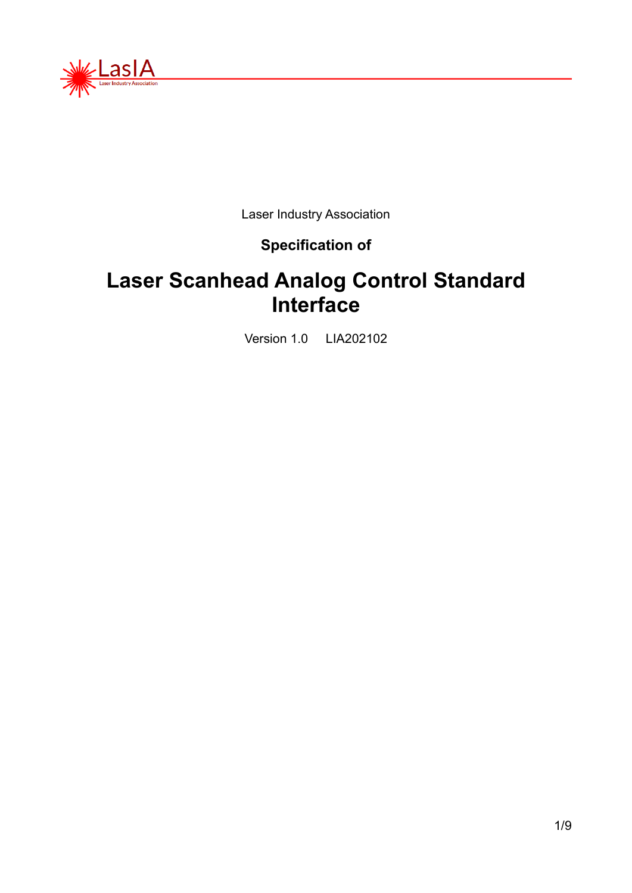Laser Industry Association

**Specification of**

# Laser Scanhead Analog Control Standard Interface

Version 1.0 LIA202102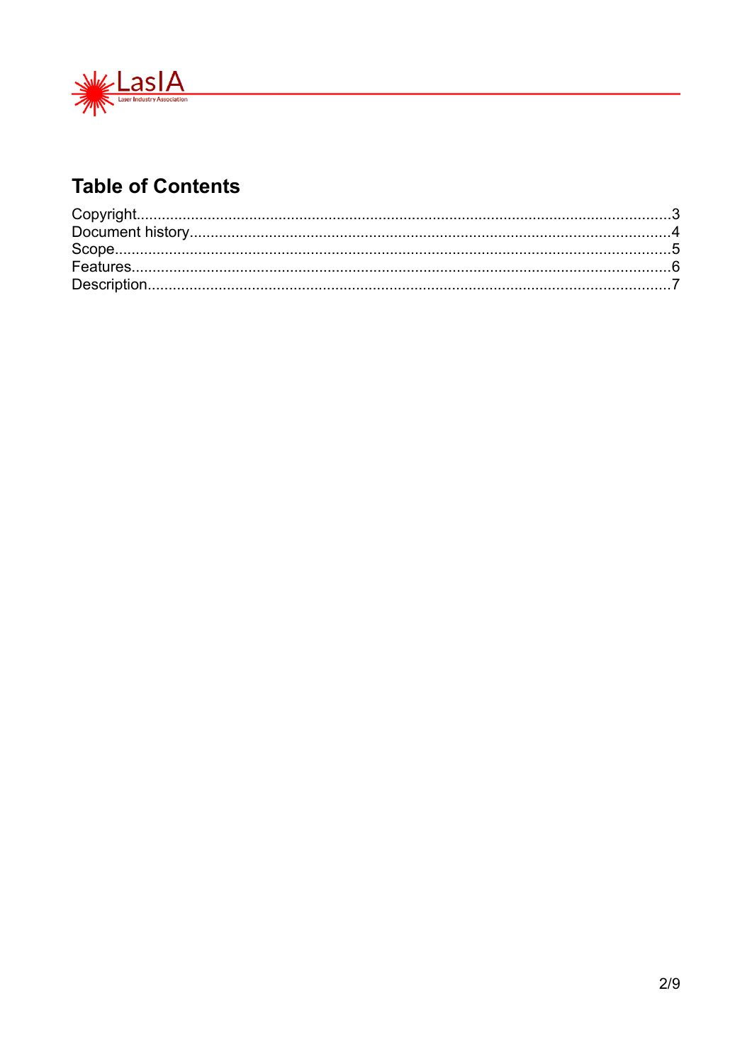# Table of Contents

Copyright....................................................................................................................................3
Document history...........................................................................................................................4
Scope...........................................................................................................................................5
Features.......................................................................................................................................6
Description..................................................................................................................................7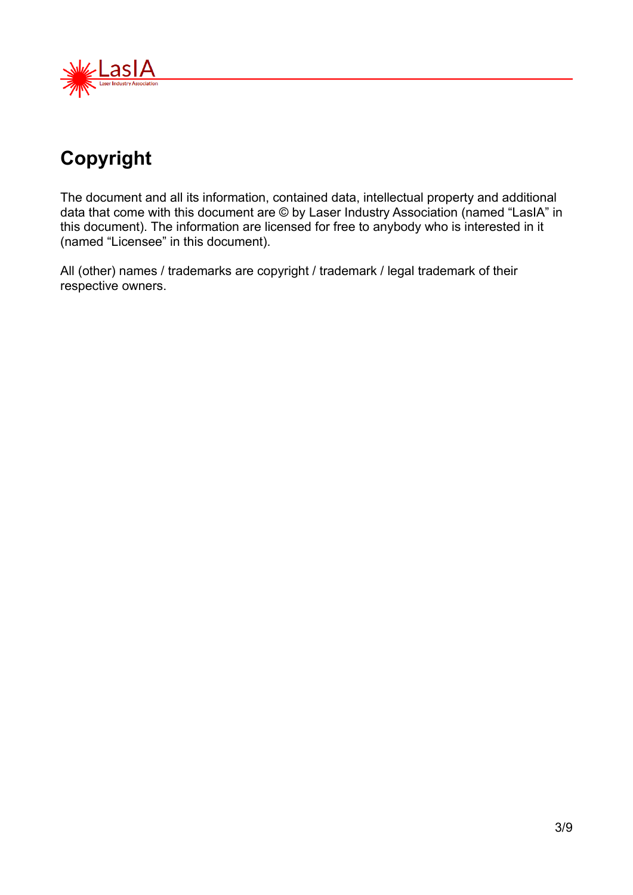## Copyright

The document and all its information, contained data, intellectual property and additional data that come with this document are © by Laser Industry Association (named "LasIA" in this document). The information are licensed for free to anybody who is interested in it (named "Licensee" in this document).

All (other) names / trademarks are copyright / trademark / legal trademark of their respective owners.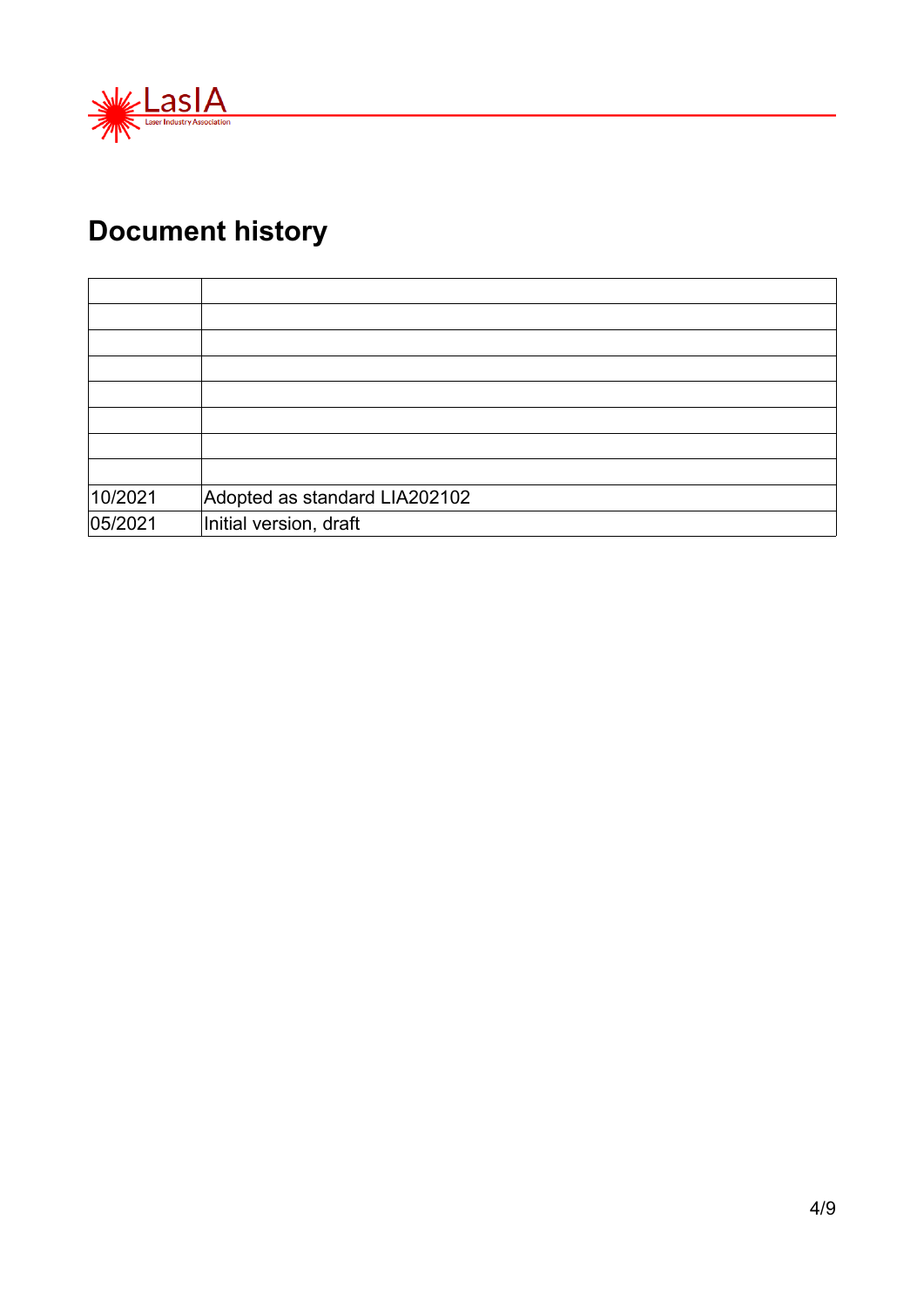# Document history

| | |
|---|---|
| | |
| | |
| | |
| | |
| | |
| | |
| | |
| 10/2021 | Adopted as standard LIA202102 |
| 05/2021 | Initial version, draft |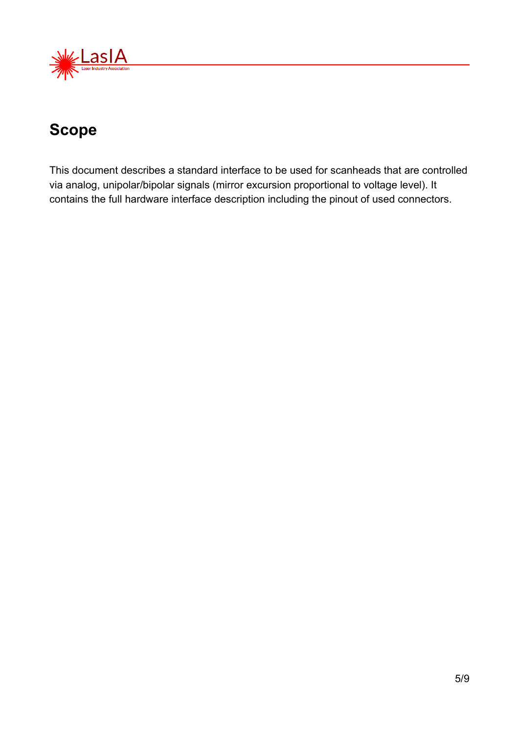## Scope

This document describes a standard interface to be used for scanheads that are controlled via analog, unipolar/bipolar signals (mirror excursion proportional to voltage level). It contains the full hardware interface description including the pinout of used connectors.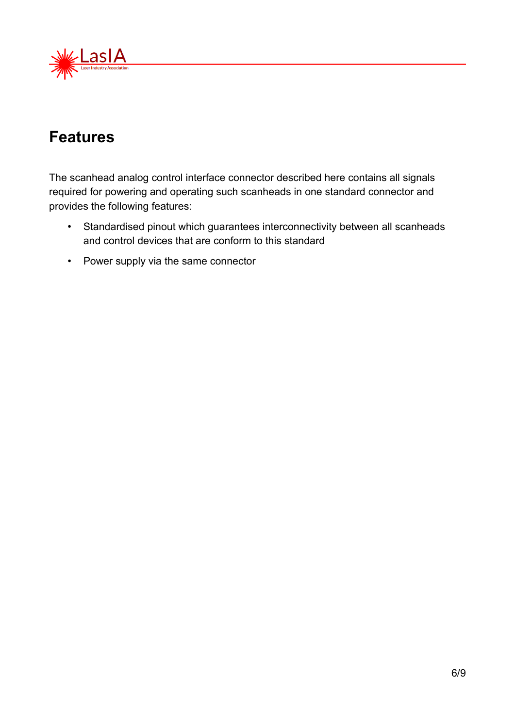# Features

The scanhead analog control interface connector described here contains all signals required for powering and operating such scanheads in one standard connector and provides the following features:

- Standardised pinout which guarantees interconnectivity between all scanheads and control devices that are conform to this standard
- Power supply via the same connector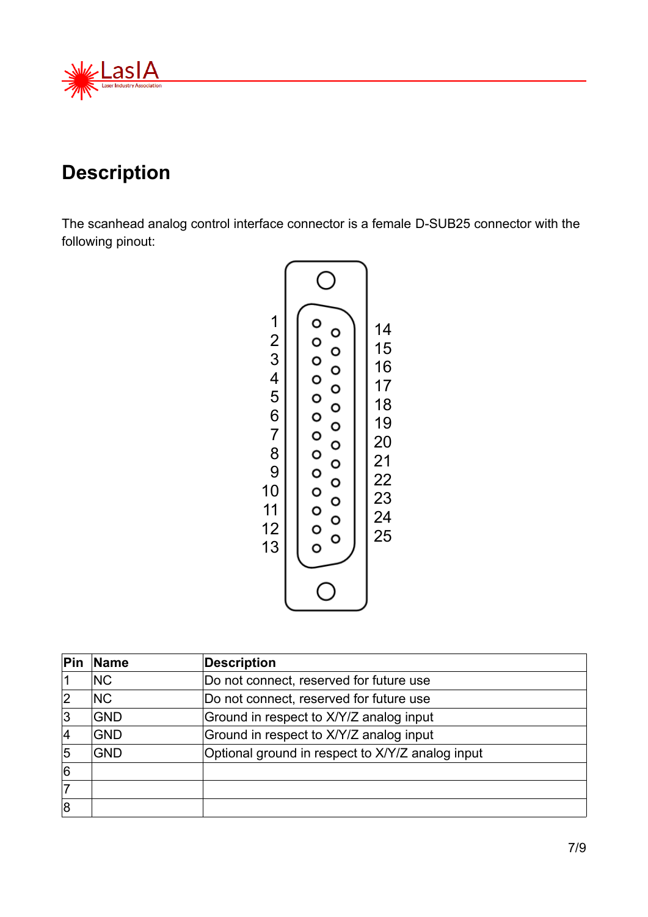## Description

The scanhead analog control interface connector is a female D-SUB25 connector with the following pinout:

| Pin | Name | Description |
|---|---|---|
| 1 | NC | Do not connect, reserved for future use |
| 2 | NC | Do not connect, reserved for future use |
| 3 | GND | Ground in respect to X/Y/Z analog input |
| 4 | GND | Ground in respect to X/Y/Z analog input |
| 5 | GND | Optional ground in respect to X/Y/Z analog input |
| 6 | | |
| 7 | | |
| 8 | | |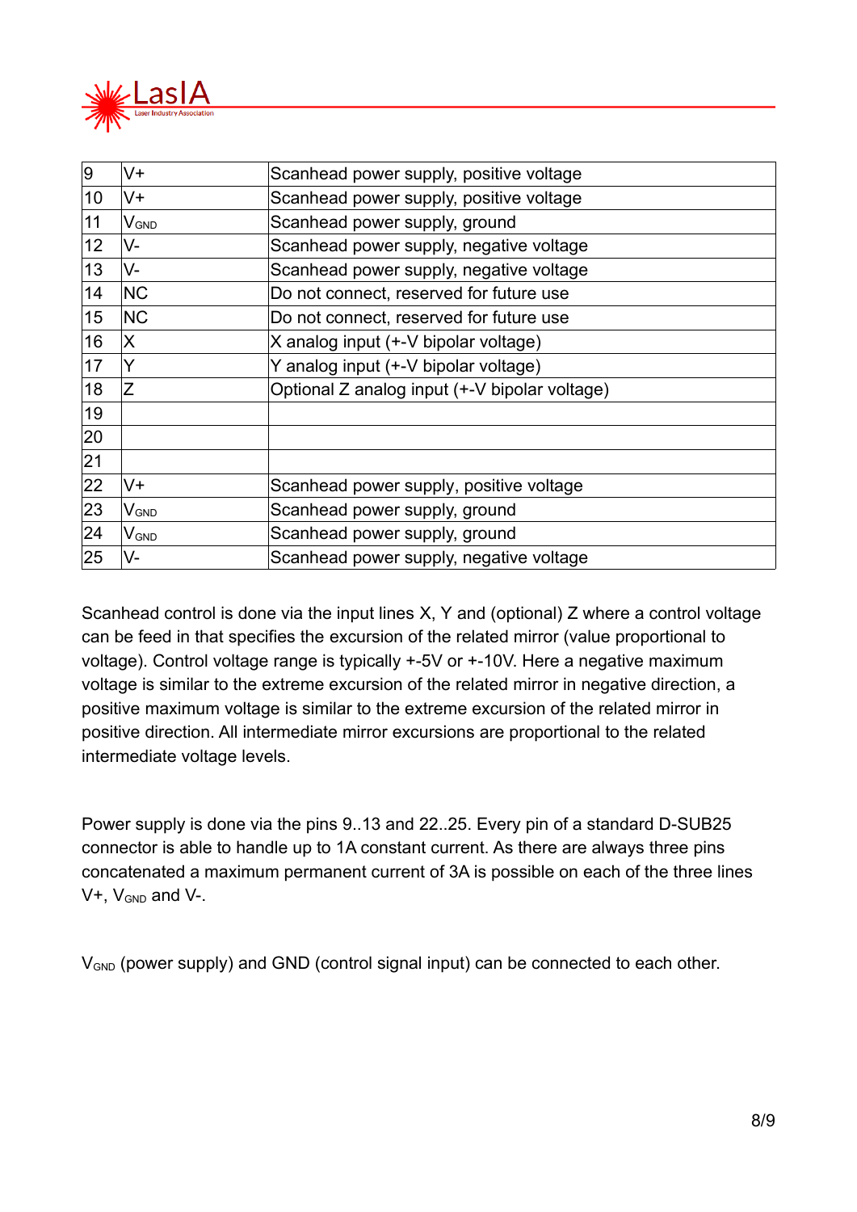| 9 | V+ | Scanhead power supply, positive voltage |
|---|---|---|
| 10 | V+ | Scanhead power supply, positive voltage |
| 11 | $V_{GND}$ | Scanhead power supply, ground |
| 12 | V- | Scanhead power supply, negative voltage |
| 13 | V- | Scanhead power supply, negative voltage |
| 14 | NC | Do not connect, reserved for future use |
| 15 | NC | Do not connect, reserved for future use |
| 16 | X | X analog input (+-V bipolar voltage) |
| 17 | Y | Y analog input (+-V bipolar voltage) |
| 18 | Z | Optional Z analog input (+-V bipolar voltage) |
| 19 | | |
| 20 | | |
| 21 | | |
| 22 | V+ | Scanhead power supply, positive voltage |
| 23 | $V_{GND}$ | Scanhead power supply, ground |
| 24 | $V_{GND}$ | Scanhead power supply, ground |
| 25 | V- | Scanhead power supply, negative voltage |

Scanhead control is done via the input lines X, Y and (optional) Z where a control voltage can be feed in that specifies the excursion of the related mirror (value proportional to voltage). Control voltage range is typically +-5V or +-10V. Here a negative maximum voltage is similar to the extreme excursion of the related mirror in negative direction, a positive maximum voltage is similar to the extreme excursion of the related mirror in positive direction. All intermediate mirror excursions are proportional to the related intermediate voltage levels.

Power supply is done via the pins 9..13 and 22..25. Every pin of a standard D-SUB25 connector is able to handle up to 1A constant current. As there are always three pins concatenated a maximum permanent current of 3A is possible on each of the three lines V+, $V_{GND}$ and V-.

$V_{GND}$ (power supply) and GND (control signal input) can be connected to each other.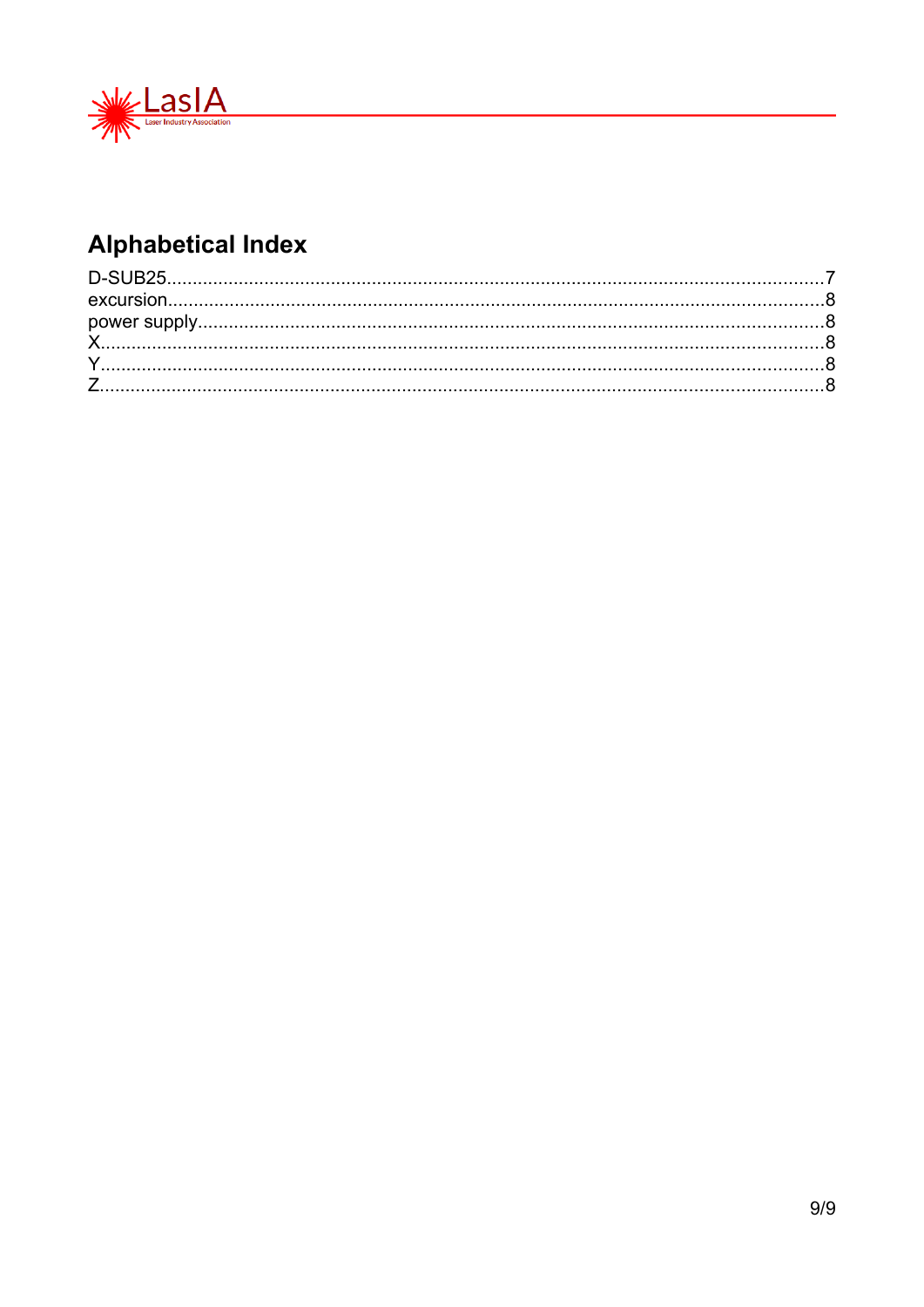## Alphabetical Index

D-SUB25..............................................................................................................................7
excursion..............................................................................................................................8
power supply........................................................................................................................8
X..........................................................................................................................................8
Y..........................................................................................................................................8
Z..........................................................................................................................................8